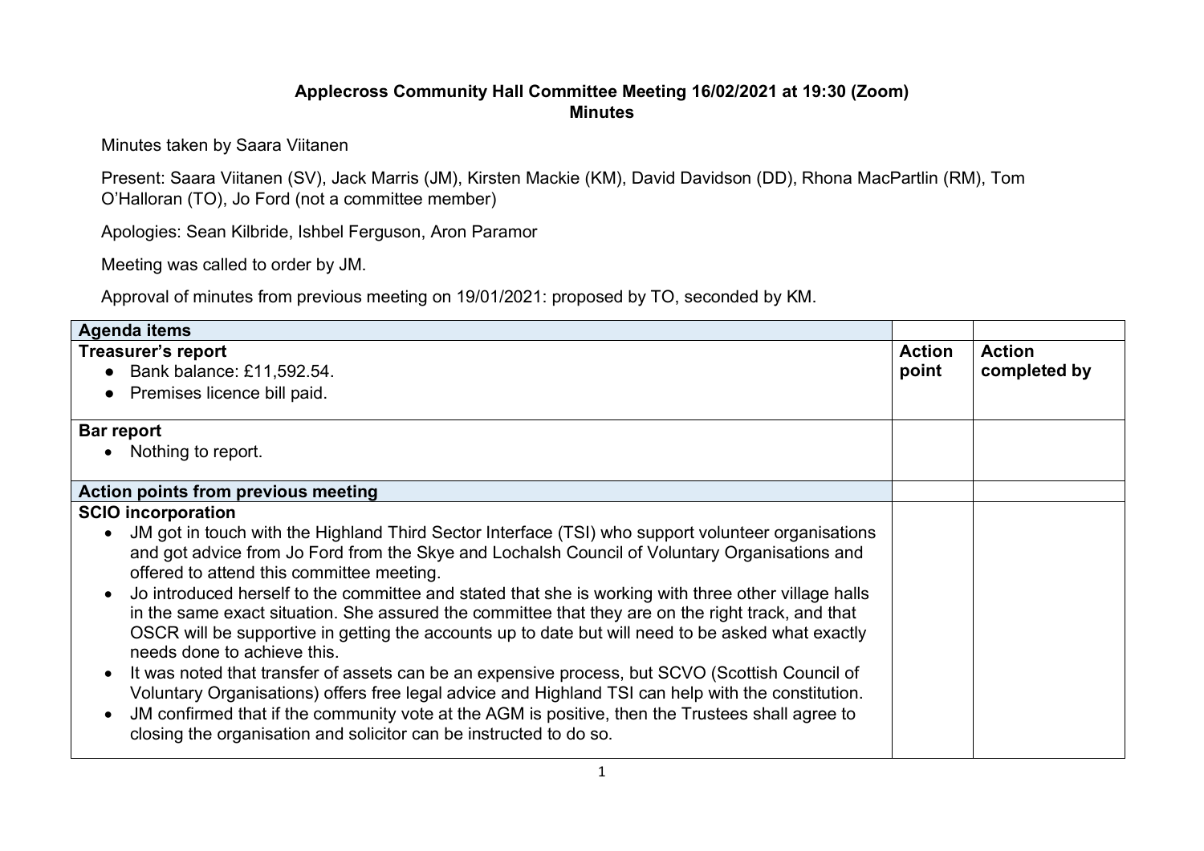**Applecross Community Hall Committee Meeting 16/02/2021 at 19:30 (Zoom)**
**Minutes**

Minutes taken by Saara Viitanen

Present: Saara Viitanen (SV), Jack Marris (JM), Kirsten Mackie (KM), David Davidson (DD), Rhona MacPartlin (RM), Tom O'Halloran (TO), Jo Ford (not a committee member)

Apologies: Sean Kilbride, Ishbel Ferguson, Aron Paramor

Meeting was called to order by JM.

Approval of minutes from previous meeting on 19/01/2021: proposed by TO, seconded by KM.

| **Agenda items** | | |
|---|---|---|
| **Treasurer's report**<br>● Bank balance: £11,592.54.<br>● Premises licence bill paid. | **Action point** | **Action completed by** |
| **Bar report**<br>● Nothing to report. | | |
| **Action points from previous meeting** | | |
| **SCIO incorporation**<br>● JM got in touch with the Highland Third Sector Interface (TSI) who support volunteer organisations and got advice from Jo Ford from the Skye and Lochalsh Council of Voluntary Organisations and offered to attend this committee meeting.<br>● Jo introduced herself to the committee and stated that she is working with three other village halls in the same exact situation. She assured the committee that they are on the right track, and that OSCR will be supportive in getting the accounts up to date but will need to be asked what exactly needs done to achieve this.<br>● It was noted that transfer of assets can be an expensive process, but SCVO (Scottish Council of Voluntary Organisations) offers free legal advice and Highland TSI can help with the constitution.<br>● JM confirmed that if the community vote at the AGM is positive, then the Trustees shall agree to closing the organisation and solicitor can be instructed to do so. | | |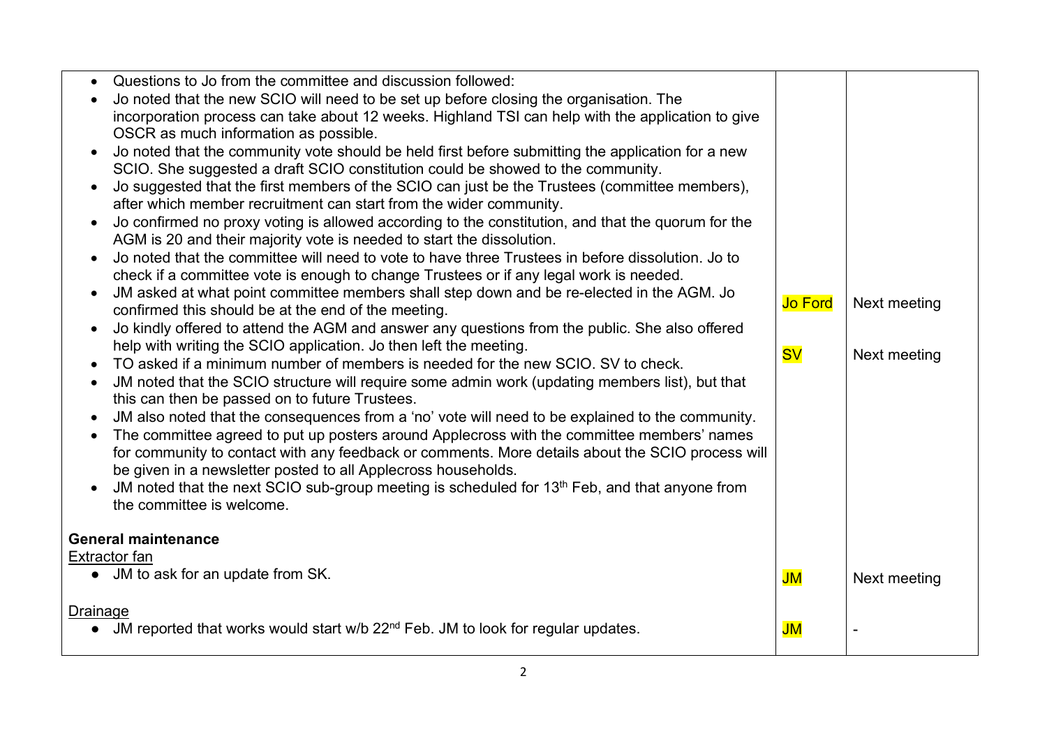| | | |
|---|---|---|
| <ul><li>Questions to Jo from the committee and discussion followed:</li><li>Jo noted that the new SCIO will need to be set up before closing the organisation. The incorporation process can take about 12 weeks. Highland TSI can help with the application to give OSCR as much information as possible.</li><li>Jo noted that the community vote should be held first before submitting the application for a new SCIO. She suggested a draft SCIO constitution could be showed to the community.</li><li>Jo suggested that the first members of the SCIO can just be the Trustees (committee members), after which member recruitment can start from the wider community.</li><li>Jo confirmed no proxy voting is allowed according to the constitution, and that the quorum for the AGM is 20 and their majority vote is needed to start the dissolution.</li><li>Jo noted that the committee will need to vote to have three Trustees in before dissolution. Jo to check if a committee vote is enough to change Trustees or if any legal work is needed.</li><li>JM asked at what point committee members shall step down and be re-elected in the AGM. Jo confirmed this should be at the end of the meeting.</li><li>Jo kindly offered to attend the AGM and answer any questions from the public. She also offered help with writing the SCIO application. Jo then left the meeting.</li><li>TO asked if a minimum number of members is needed for the new SCIO. SV to check.</li><li>JM noted that the SCIO structure will require some admin work (updating members list), but that this can then be passed on to future Trustees.</li><li>JM also noted that the consequences from a 'no' vote will need to be explained to the community.</li><li>The committee agreed to put up posters around Applecross with the committee members' names for community to contact with any feedback or comments. More details about the SCIO process will be given in a newsletter posted to all Applecross households.</li><li>JM noted that the next SCIO sub-group meeting is scheduled for 13th Feb, and that anyone from the committee is welcome.</li></ul> | Jo Ford<br><br>SV | Next meeting<br><br>Next meeting |
| **General maintenance**<br>Extractor fan<ul><li>JM to ask for an update from SK.</li></ul> | JM | Next meeting |
| Drainage<ul><li>JM reported that works would start w/b 22nd Feb. JM to look for regular updates.</li></ul> | JM | - |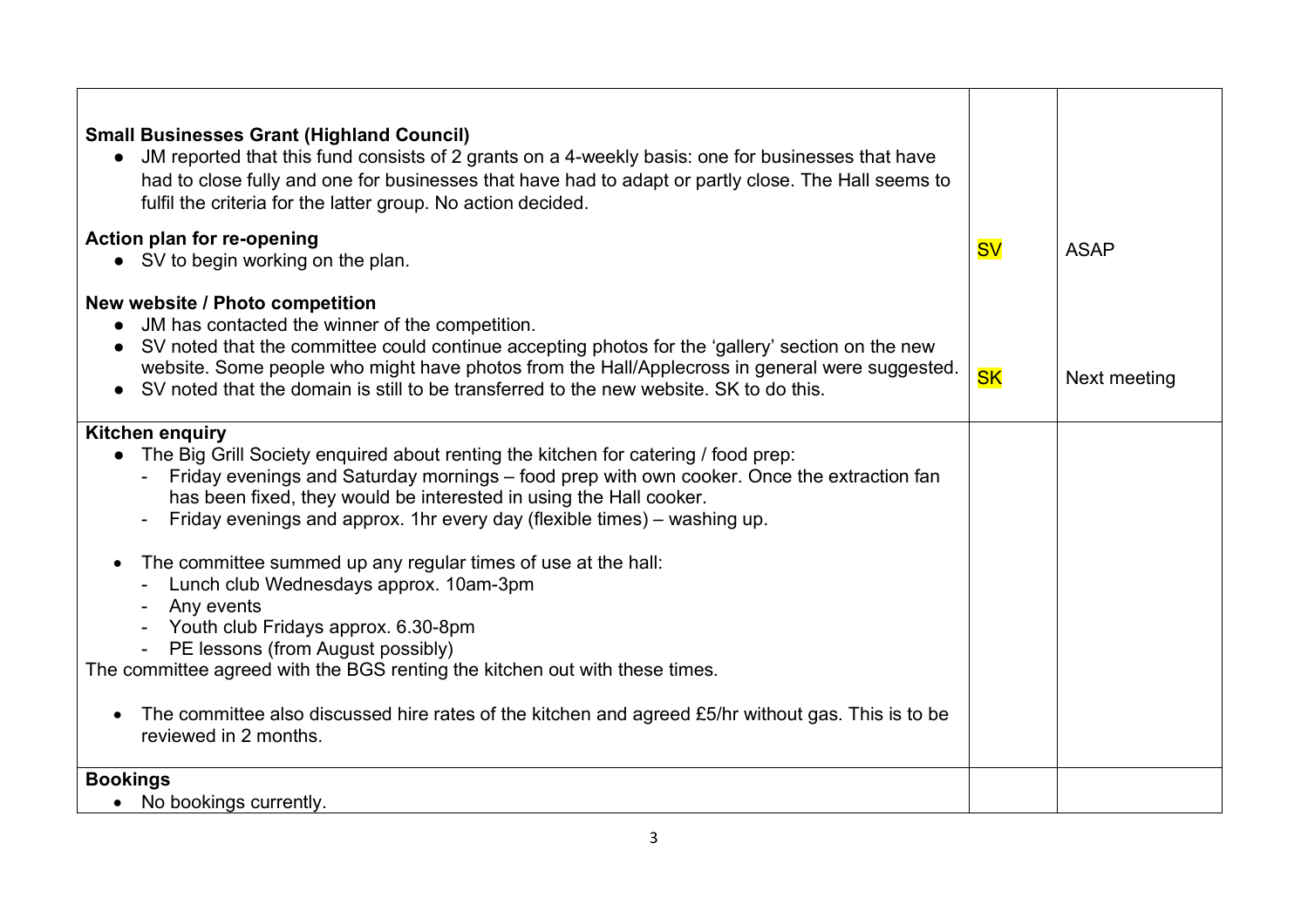| | | |
|---|---|---|
| **Small Businesses Grant (Highland Council)**<br>• JM reported that this fund consists of 2 grants on a 4-weekly basis: one for businesses that have had to close fully and one for businesses that have had to adapt or partly close. The Hall seems to fulfil the criteria for the latter group. No action decided.<br><br>**Action plan for re-opening**<br>• SV to begin working on the plan.<br><br>**New website / Photo competition**<br>• JM has contacted the winner of the competition.<br>• SV noted that the committee could continue accepting photos for the 'gallery' section on the new website. Some people who might have photos from the Hall/Applecross in general were suggested.<br>• SV noted that the domain is still to be transferred to the new website. SK to do this. | SV<br><br>SK | ASAP<br><br>Next meeting |
| **Kitchen enquiry**<br>• The Big Grill Society enquired about renting the kitchen for catering / food prep:<br>- Friday evenings and Saturday mornings – food prep with own cooker. Once the extraction fan has been fixed, they would be interested in using the Hall cooker.<br>- Friday evenings and approx. 1hr every day (flexible times) – washing up.<br><br>• The committee summed up any regular times of use at the hall:<br>- Lunch club Wednesdays approx. 10am-3pm<br>- Any events<br>- Youth club Fridays approx. 6.30-8pm<br>- PE lessons (from August possibly)<br>The committee agreed with the BGS renting the kitchen out with these times.<br><br>• The committee also discussed hire rates of the kitchen and agreed £5/hr without gas. This is to be reviewed in 2 months. | | |
| **Bookings**<br>• No bookings currently. | | |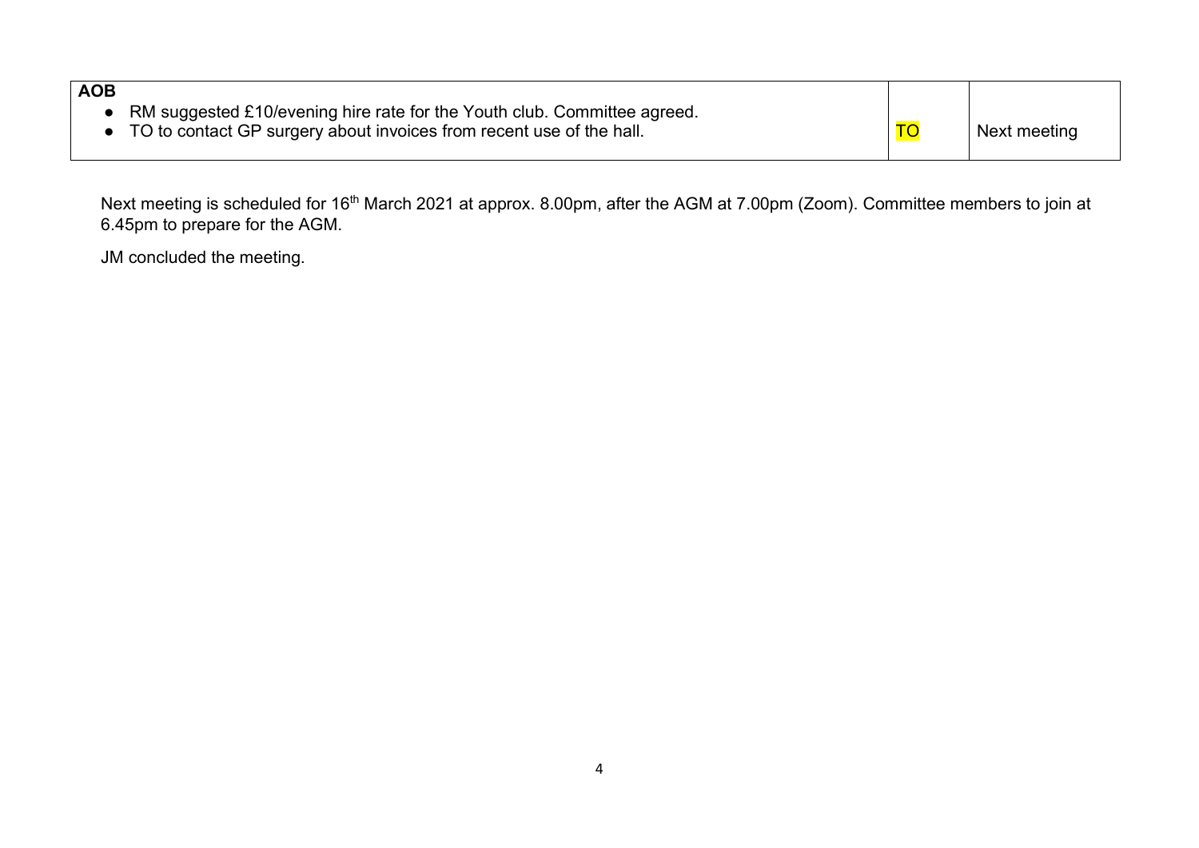| | | |
|---|---|---|
| **AOB**<br>● RM suggested £10/evening hire rate for the Youth club. Committee agreed.<br>● TO to contact GP surgery about invoices from recent use of the hall. | TO | Next meeting |

Next meeting is scheduled for 16th March 2021 at approx. 8.00pm, after the AGM at 7.00pm (Zoom). Committee members to join at 6.45pm to prepare for the AGM.

JM concluded the meeting.